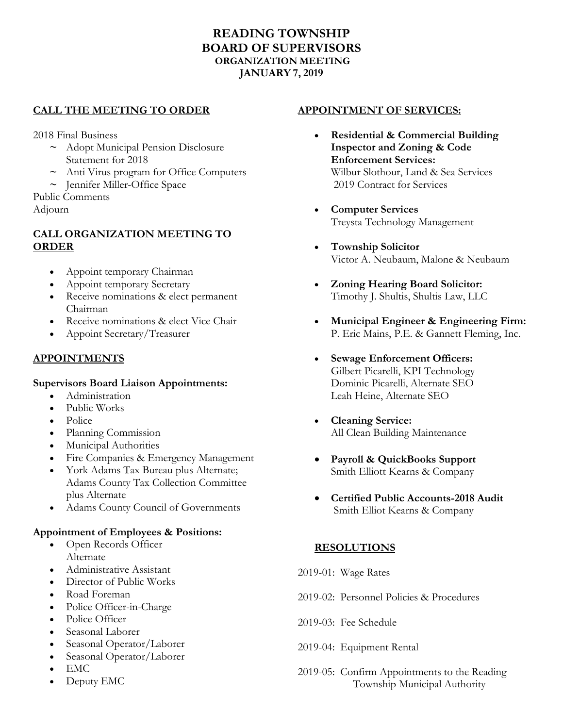# READING TOWNSHIP
# BOARD OF SUPERVISORS
## ORGANIZATION MEETING
## JANUARY 7, 2019

### CALL THE MEETING TO ORDER

2018 Final Business
- ~ Adopt Municipal Pension Disclosure Statement for 2018
- ~ Anti Virus program for Office Computers
- ~ Jennifer Miller-Office Space

Public Comments
Adjourn

### CALL ORGANIZATION MEETING TO ORDER

- Appoint temporary Chairman
- Appoint temporary Secretary
- Receive nominations & elect permanent Chairman
- Receive nominations & elect Vice Chair
- Appoint Secretary/Treasurer

### APPOINTMENTS

**Supervisors Board Liaison Appointments:**
- Administration
- Public Works
- Police
- Planning Commission
- Municipal Authorities
- Fire Companies & Emergency Management
- York Adams Tax Bureau plus Alternate; Adams County Tax Collection Committee plus Alternate
- Adams County Council of Governments

**Appointment of Employees & Positions:**
- Open Records Officer
  Alternate
- Administrative Assistant
- Director of Public Works
- Road Foreman
- Police Officer-in-Charge
- Police Officer
- Seasonal Laborer
- Seasonal Operator/Laborer
- Seasonal Operator/Laborer
- EMC
- Deputy EMC

### APPOINTMENT OF SERVICES:

- **Residential & Commercial Building Inspector and Zoning & Code Enforcement Services:**
  Wilbur Slothour, Land & Sea Services
  2019 Contract for Services
- **Computer Services**
  Treysta Technology Management
- **Township Solicitor**
  Victor A. Neubaum, Malone & Neubaum
- **Zoning Hearing Board Solicitor:**
  Timothy J. Shultis, Shultis Law, LLC
- **Municipal Engineer & Engineering Firm:**
  P. Eric Mains, P.E. & Gannett Fleming, Inc.
- **Sewage Enforcement Officers:**
  Gilbert Picarelli, KPI Technology
  Dominic Picarelli, Alternate SEO
  Leah Heine, Alternate SEO
- **Cleaning Service:**
  All Clean Building Maintenance
- **Payroll & QuickBooks Support**
  Smith Elliott Kearns & Company
- **Certified Public Accounts-2018 Audit**
  Smith Elliot Kearns & Company

### RESOLUTIONS

2019-01: Wage Rates

2019-02: Personnel Policies & Procedures

2019-03: Fee Schedule

2019-04: Equipment Rental

2019-05: Confirm Appointments to the Reading Township Municipal Authority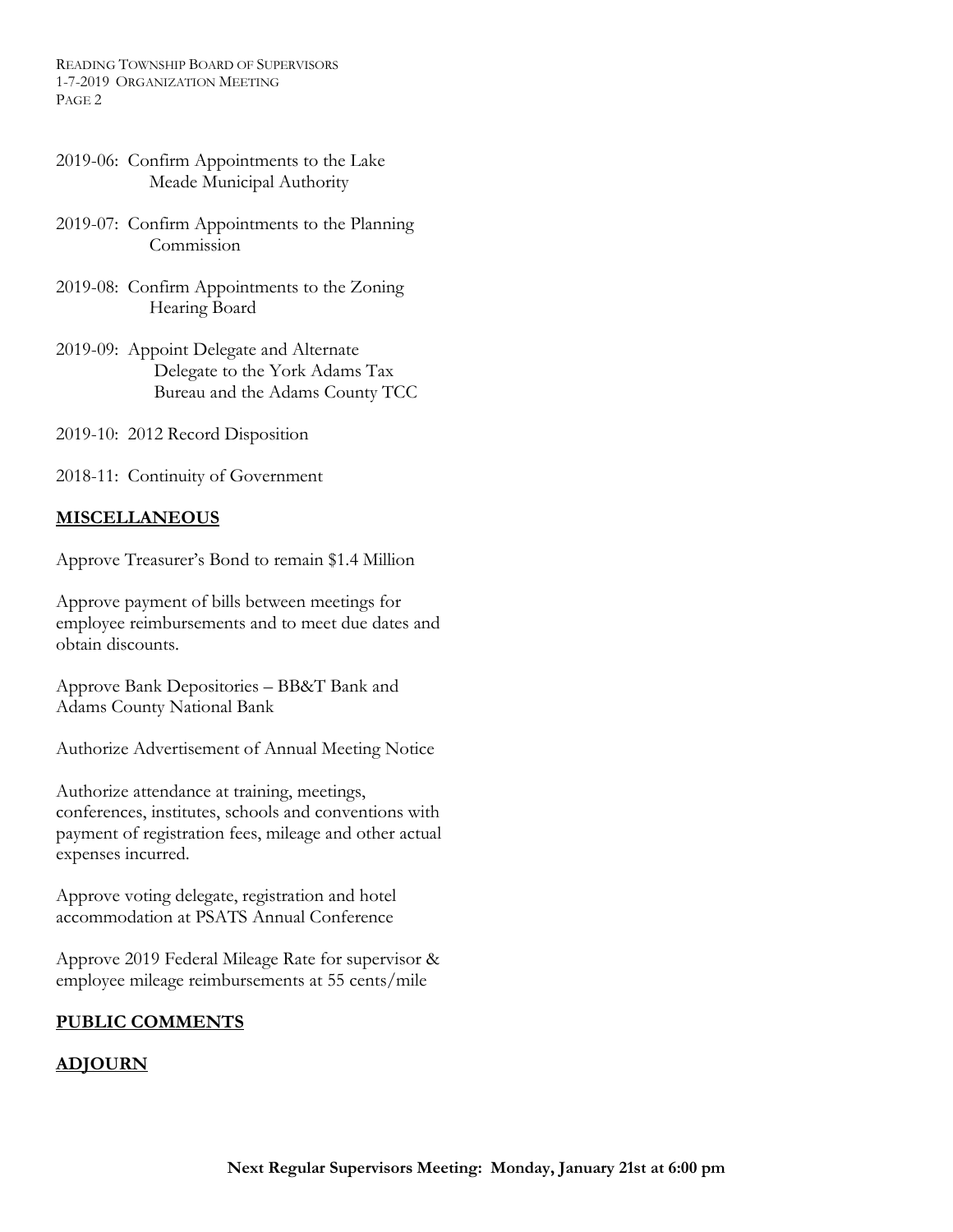2019-06: Confirm Appointments to the Lake Meade Municipal Authority

2019-07: Confirm Appointments to the Planning Commission

2019-08: Confirm Appointments to the Zoning Hearing Board

2019-09: Appoint Delegate and Alternate Delegate to the York Adams Tax Bureau and the Adams County TCC

2019-10: 2012 Record Disposition

2018-11: Continuity of Government

## MISCELLANEOUS

Approve Treasurer's Bond to remain $1.4 Million

Approve payment of bills between meetings for employee reimbursements and to meet due dates and obtain discounts.

Approve Bank Depositories – BB&T Bank and Adams County National Bank

Authorize Advertisement of Annual Meeting Notice

Authorize attendance at training, meetings, conferences, institutes, schools and conventions with payment of registration fees, mileage and other actual expenses incurred.

Approve voting delegate, registration and hotel accommodation at PSATS Annual Conference

Approve 2019 Federal Mileage Rate for supervisor & employee mileage reimbursements at 55 cents/mile

## PUBLIC COMMENTS

## ADJOURN

**Next Regular Supervisors Meeting: Monday, January 21st at 6:00 pm**